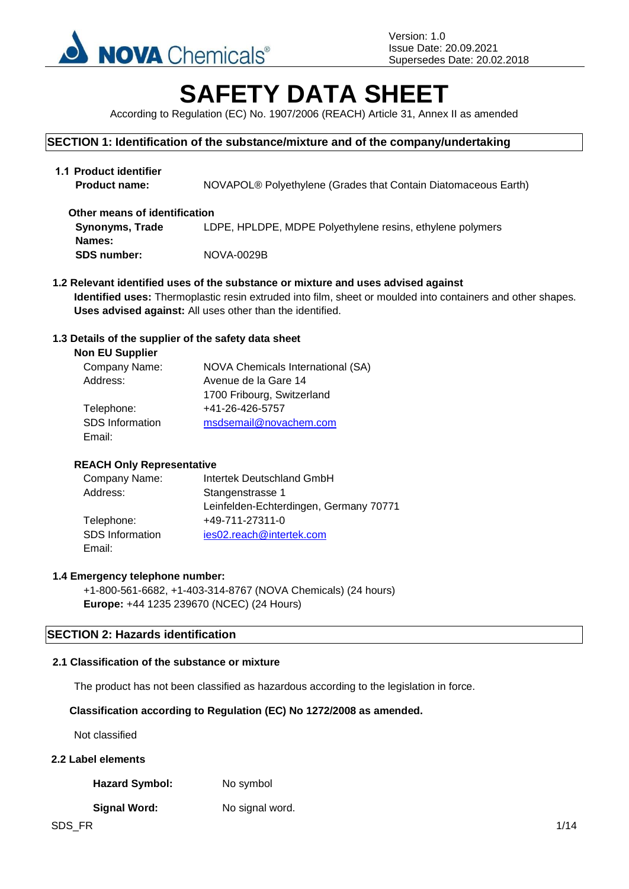Version: 1.0
Issue Date: 20.09.2021
Supersedes Date: 20.02.2018

# SAFETY DATA SHEET

According to Regulation (EC) No. 1907/2006 (REACH) Article 31, Annex II as amended

## SECTION 1: Identification of the substance/mixture and of the company/undertaking

### 1.1 Product identifier

**Product name:** NOVAPOL® Polyethylene (Grades that Contain Diatomaceous Earth)

**Other means of identification**

**Synonyms, Trade Names:** LDPE, HPLDPE, MDPE Polyethylene resins, ethylene polymers

**SDS number:** NOVA-0029B

### 1.2 Relevant identified uses of the substance or mixture and uses advised against

**Identified uses:** Thermoplastic resin extruded into film, sheet or moulded into containers and other shapes.
**Uses advised against:** All uses other than the identified.

### 1.3 Details of the supplier of the safety data sheet

**Non EU Supplier**

| | |
|---|---|
| Company Name: | NOVA Chemicals International (SA) |
| Address: | Avenue de la Gare 14<br>1700 Fribourg, Switzerland |
| Telephone: | +41-26-426-5757 |
| SDS Information Email: | msdsemail@novachem.com |

**REACH Only Representative**

| | |
|---|---|
| Company Name: | Intertek Deutschland GmbH |
| Address: | Stangenstrasse 1<br>Leinfelden-Echterdingen, Germany 70771 |
| Telephone: | +49-711-27311-0 |
| SDS Information Email: | ies02.reach@intertek.com |

### 1.4 Emergency telephone number:

+1-800-561-6682, +1-403-314-8767 (NOVA Chemicals) (24 hours)
**Europe:** +44 1235 239670 (NCEC) (24 Hours)

## SECTION 2: Hazards identification

### 2.1 Classification of the substance or mixture

The product has not been classified as hazardous according to the legislation in force.

**Classification according to Regulation (EC) No 1272/2008 as amended.**

Not classified

### 2.2 Label elements

**Hazard Symbol:** No symbol

**Signal Word:** No signal word.

SDS_FR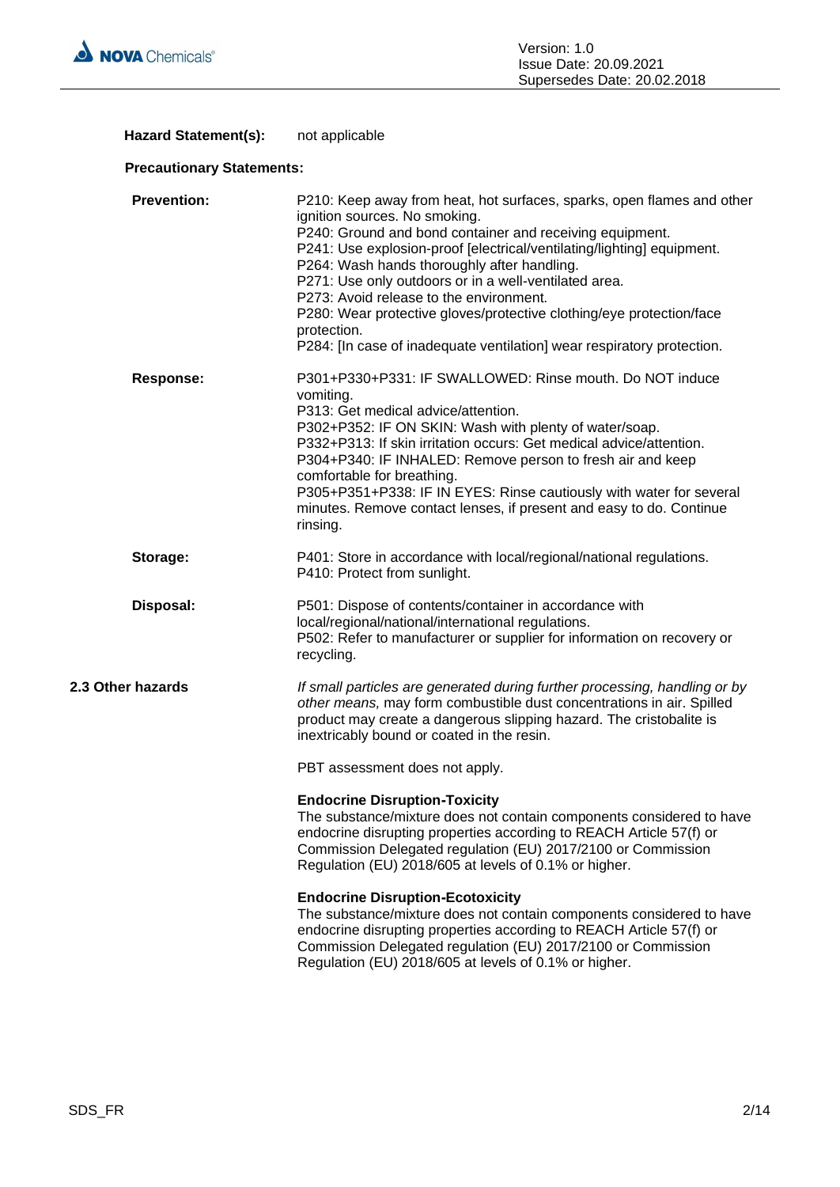**Hazard Statement(s):** not applicable

**Precautionary Statements:**

**Prevention:**

P210: Keep away from heat, hot surfaces, sparks, open flames and other ignition sources. No smoking.
P240: Ground and bond container and receiving equipment.
P241: Use explosion-proof [electrical/ventilating/lighting] equipment.
P264: Wash hands thoroughly after handling.
P271: Use only outdoors or in a well-ventilated area.
P273: Avoid release to the environment.
P280: Wear protective gloves/protective clothing/eye protection/face protection.
P284: [In case of inadequate ventilation] wear respiratory protection.

**Response:**

P301+P330+P331: IF SWALLOWED: Rinse mouth. Do NOT induce vomiting.
P313: Get medical advice/attention.
P302+P352: IF ON SKIN: Wash with plenty of water/soap.
P332+P313: If skin irritation occurs: Get medical advice/attention.
P304+P340: IF INHALED: Remove person to fresh air and keep comfortable for breathing.
P305+P351+P338: IF IN EYES: Rinse cautiously with water for several minutes. Remove contact lenses, if present and easy to do. Continue rinsing.

**Storage:**

P401: Store in accordance with local/regional/national regulations.
P410: Protect from sunlight.

**Disposal:**

P501: Dispose of contents/container in accordance with local/regional/national/international regulations.
P502: Refer to manufacturer or supplier for information on recovery or recycling.

**2.3 Other hazards**

*If small particles are generated during further processing, handling or by other means,* may form combustible dust concentrations in air. Spilled product may create a dangerous slipping hazard. The cristobalite is inextricably bound or coated in the resin.

PBT assessment does not apply.

**Endocrine Disruption-Toxicity**
The substance/mixture does not contain components considered to have endocrine disrupting properties according to REACH Article 57(f) or Commission Delegated regulation (EU) 2017/2100 or Commission Regulation (EU) 2018/605 at levels of 0.1% or higher.

**Endocrine Disruption-Ecotoxicity**
The substance/mixture does not contain components considered to have endocrine disrupting properties according to REACH Article 57(f) or Commission Delegated regulation (EU) 2017/2100 or Commission Regulation (EU) 2018/605 at levels of 0.1% or higher.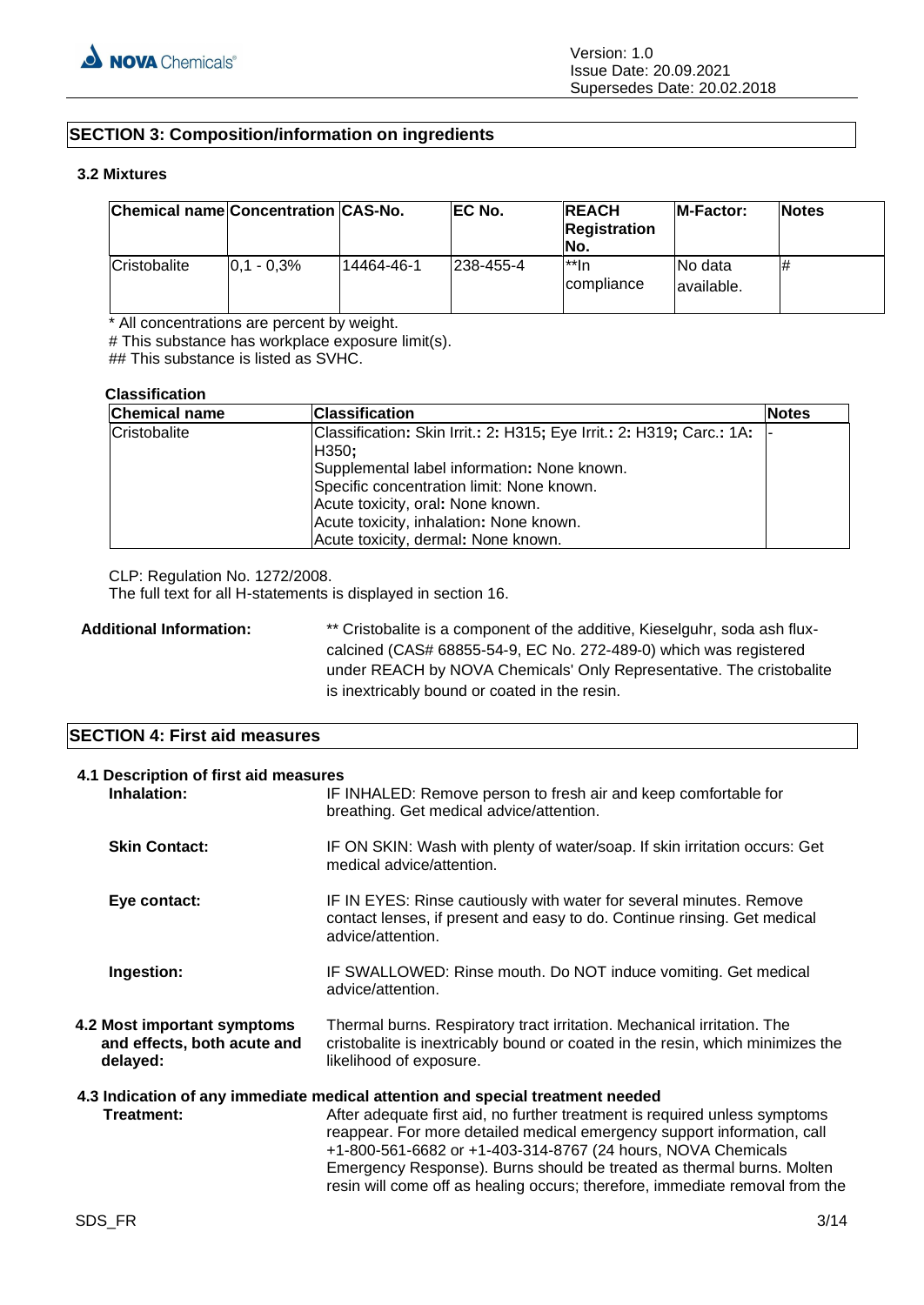## SECTION 3: Composition/information on ingredients

### 3.2 Mixtures

| Chemical name | Concentration | CAS-No. | EC No. | REACH Registration No. | M-Factor: | Notes |
|---|---|---|---|---|---|---|
| Cristobalite | 0,1 - 0,3% | 14464-46-1 | 238-455-4 | **In compliance | No data available. | # |

* All concentrations are percent by weight.
# This substance has workplace exposure limit(s).
## This substance is listed as SVHC.

**Classification**

| Chemical name | Classification | Notes |
|---|---|---|
| Cristobalite | Classification: Skin Irrit.: 2: H315; Eye Irrit.: 2: H319; Carc.: 1A: H350;<br>Supplemental label information: None known.<br>Specific concentration limit: None known.<br>Acute toxicity, oral: None known.<br>Acute toxicity, inhalation: None known.<br>Acute toxicity, dermal: None known. | - |

CLP: Regulation No. 1272/2008.
The full text for all H-statements is displayed in section 16.

**Additional Information:** ** Cristobalite is a component of the additive, Kieselguhr, soda ash flux-calcined (CAS# 68855-54-9, EC No. 272-489-0) which was registered under REACH by NOVA Chemicals' Only Representative. The cristobalite is inextricably bound or coated in the resin.

## SECTION 4: First aid measures

### 4.1 Description of first aid measures

**Inhalation:** IF INHALED: Remove person to fresh air and keep comfortable for breathing. Get medical advice/attention.

**Skin Contact:** IF ON SKIN: Wash with plenty of water/soap. If skin irritation occurs: Get medical advice/attention.

**Eye contact:** IF IN EYES: Rinse cautiously with water for several minutes. Remove contact lenses, if present and easy to do. Continue rinsing. Get medical advice/attention.

**Ingestion:** IF SWALLOWED: Rinse mouth. Do NOT induce vomiting. Get medical advice/attention.

**4.2 Most important symptoms and effects, both acute and delayed:** Thermal burns. Respiratory tract irritation. Mechanical irritation. The cristobalite is inextricably bound or coated in the resin, which minimizes the likelihood of exposure.

### 4.3 Indication of any immediate medical attention and special treatment needed

**Treatment:** After adequate first aid, no further treatment is required unless symptoms reappear. For more detailed medical emergency support information, call +1-800-561-6682 or +1-403-314-8767 (24 hours, NOVA Chemicals Emergency Response). Burns should be treated as thermal burns. Molten resin will come off as healing occurs; therefore, immediate removal from the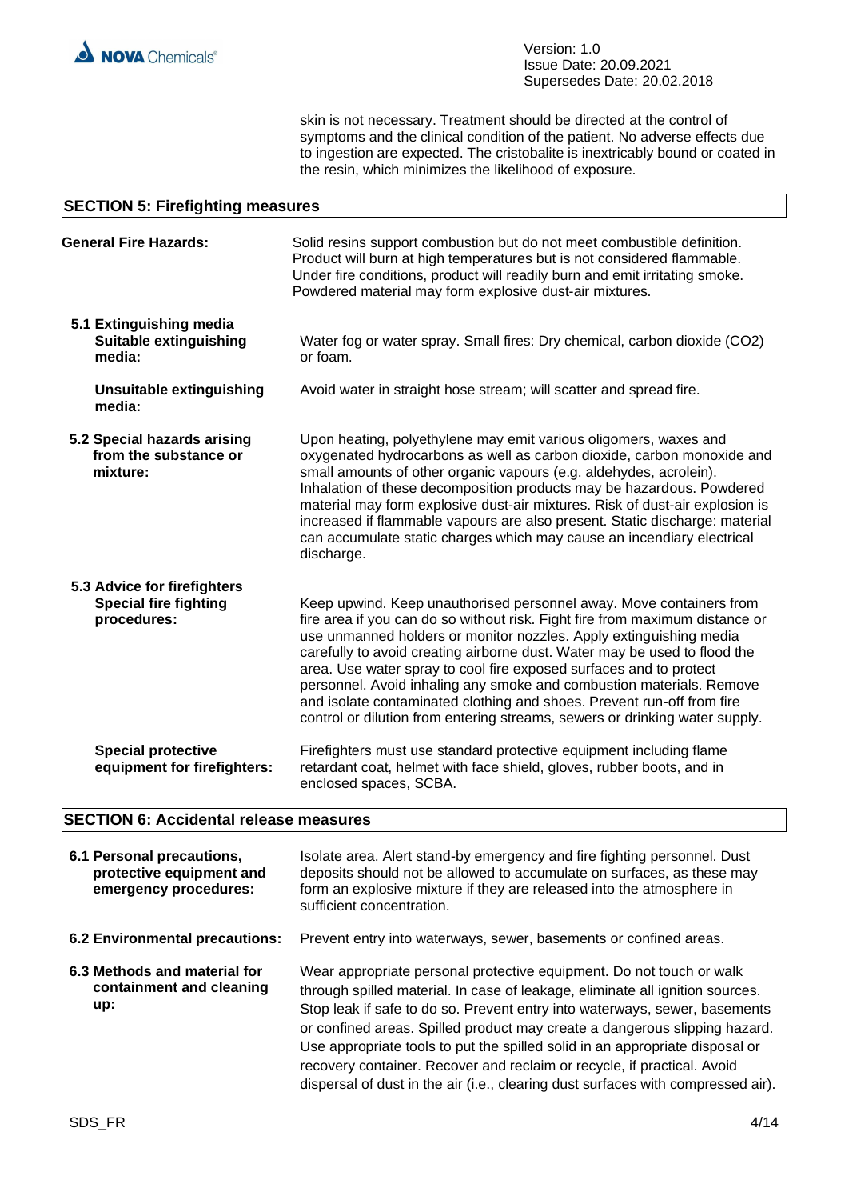skin is not necessary. Treatment should be directed at the control of symptoms and the clinical condition of the patient. No adverse effects due to ingestion are expected. The cristobalite is inextricably bound or coated in the resin, which minimizes the likelihood of exposure.

## SECTION 5: Firefighting measures

**General Fire Hazards:** Solid resins support combustion but do not meet combustible definition. Product will burn at high temperatures but is not considered flammable. Under fire conditions, product will readily burn and emit irritating smoke. Powdered material may form explosive dust-air mixtures.

**5.1 Extinguishing media**

**Suitable extinguishing media:** Water fog or water spray. Small fires: Dry chemical, carbon dioxide ($CO_2$) or foam.

**Unsuitable extinguishing media:** Avoid water in straight hose stream; will scatter and spread fire.

**5.2 Special hazards arising from the substance or mixture:** Upon heating, polyethylene may emit various oligomers, waxes and oxygenated hydrocarbons as well as carbon dioxide, carbon monoxide and small amounts of other organic vapours (e.g. aldehydes, acrolein). Inhalation of these decomposition products may be hazardous. Powdered material may form explosive dust-air mixtures. Risk of dust-air explosion is increased if flammable vapours are also present. Static discharge: material can accumulate static charges which may cause an incendiary electrical discharge.

**5.3 Advice for firefighters**

**Special fire fighting procedures:** Keep upwind. Keep unauthorised personnel away. Move containers from fire area if you can do so without risk. Fight fire from maximum distance or use unmanned holders or monitor nozzles. Apply extinguishing media carefully to avoid creating airborne dust. Water may be used to flood the area. Use water spray to cool fire exposed surfaces and to protect personnel. Avoid inhaling any smoke and combustion materials. Remove and isolate contaminated clothing and shoes. Prevent run-off from fire control or dilution from entering streams, sewers or drinking water supply.

**Special protective equipment for firefighters:** Firefighters must use standard protective equipment including flame retardant coat, helmet with face shield, gloves, rubber boots, and in enclosed spaces, SCBA.

## SECTION 6: Accidental release measures

**6.1 Personal precautions, protective equipment and emergency procedures:** Isolate area. Alert stand-by emergency and fire fighting personnel. Dust deposits should not be allowed to accumulate on surfaces, as these may form an explosive mixture if they are released into the atmosphere in sufficient concentration.

**6.2 Environmental precautions:** Prevent entry into waterways, sewer, basements or confined areas.

**6.3 Methods and material for containment and cleaning up:** Wear appropriate personal protective equipment. Do not touch or walk through spilled material. In case of leakage, eliminate all ignition sources. Stop leak if safe to do so. Prevent entry into waterways, sewer, basements or confined areas. Spilled product may create a dangerous slipping hazard. Use appropriate tools to put the spilled solid in an appropriate disposal or recovery container. Recover and reclaim or recycle, if practical. Avoid dispersal of dust in the air (i.e., clearing dust surfaces with compressed air).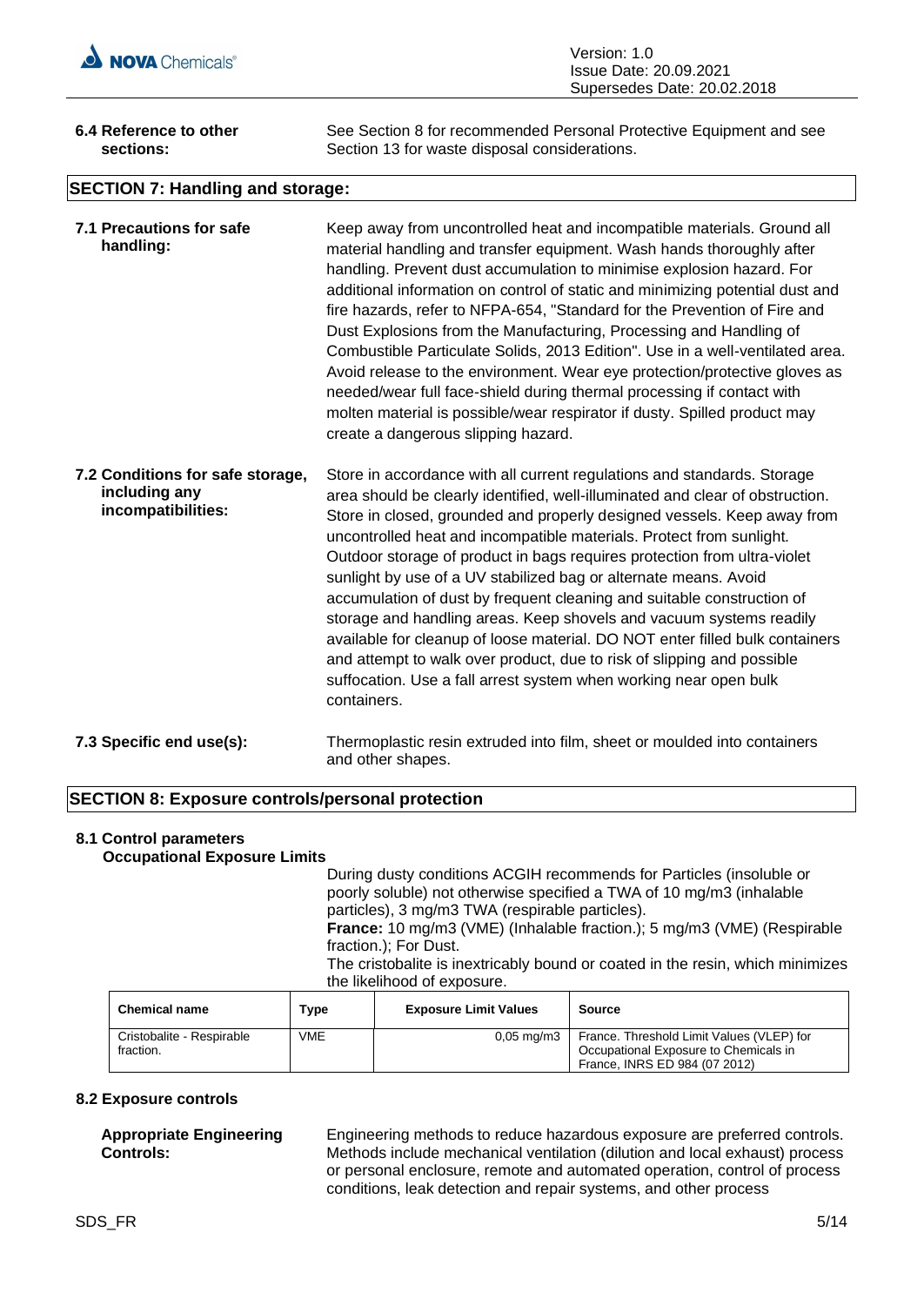**6.4 Reference to other sections:** See Section 8 for recommended Personal Protective Equipment and see Section 13 for waste disposal considerations.

## SECTION 7: Handling and storage:

**7.1 Precautions for safe handling:** Keep away from uncontrolled heat and incompatible materials. Ground all material handling and transfer equipment. Wash hands thoroughly after handling. Prevent dust accumulation to minimise explosion hazard. For additional information on control of static and minimizing potential dust and fire hazards, refer to NFPA-654, "Standard for the Prevention of Fire and Dust Explosions from the Manufacturing, Processing and Handling of Combustible Particulate Solids, 2013 Edition". Use in a well-ventilated area. Avoid release to the environment. Wear eye protection/protective gloves as needed/wear full face-shield during thermal processing if contact with molten material is possible/wear respirator if dusty. Spilled product may create a dangerous slipping hazard.

**7.2 Conditions for safe storage, including any incompatibilities:** Store in accordance with all current regulations and standards. Storage area should be clearly identified, well-illuminated and clear of obstruction. Store in closed, grounded and properly designed vessels. Keep away from uncontrolled heat and incompatible materials. Protect from sunlight. Outdoor storage of product in bags requires protection from ultra-violet sunlight by use of a UV stabilized bag or alternate means. Avoid accumulation of dust by frequent cleaning and suitable construction of storage and handling areas. Keep shovels and vacuum systems readily available for cleanup of loose material. DO NOT enter filled bulk containers and attempt to walk over product, due to risk of slipping and possible suffocation. Use a fall arrest system when working near open bulk containers.

**7.3 Specific end use(s):** Thermoplastic resin extruded into film, sheet or moulded into containers and other shapes.

## SECTION 8: Exposure controls/personal protection

**8.1 Control parameters**

**Occupational Exposure Limits**

During dusty conditions ACGIH recommends for Particles (insoluble or poorly soluble) not otherwise specified a TWA of 10 mg/m3 (inhalable particles), 3 mg/m3 TWA (respirable particles).
**France:** 10 mg/m3 (VME) (Inhalable fraction.); 5 mg/m3 (VME) (Respirable fraction.); For Dust.
The cristobalite is inextricably bound or coated in the resin, which minimizes the likelihood of exposure.

| Chemical name | Type | Exposure Limit Values | Source |
|---|---|---|---|
| Cristobalite - Respirable fraction. | VME | 0,05 mg/m3 | France. Threshold Limit Values (VLEP) for Occupational Exposure to Chemicals in France, INRS ED 984 (07 2012) |

**8.2 Exposure controls**

**Appropriate Engineering Controls:** Engineering methods to reduce hazardous exposure are preferred controls. Methods include mechanical ventilation (dilution and local exhaust) process or personal enclosure, remote and automated operation, control of process conditions, leak detection and repair systems, and other process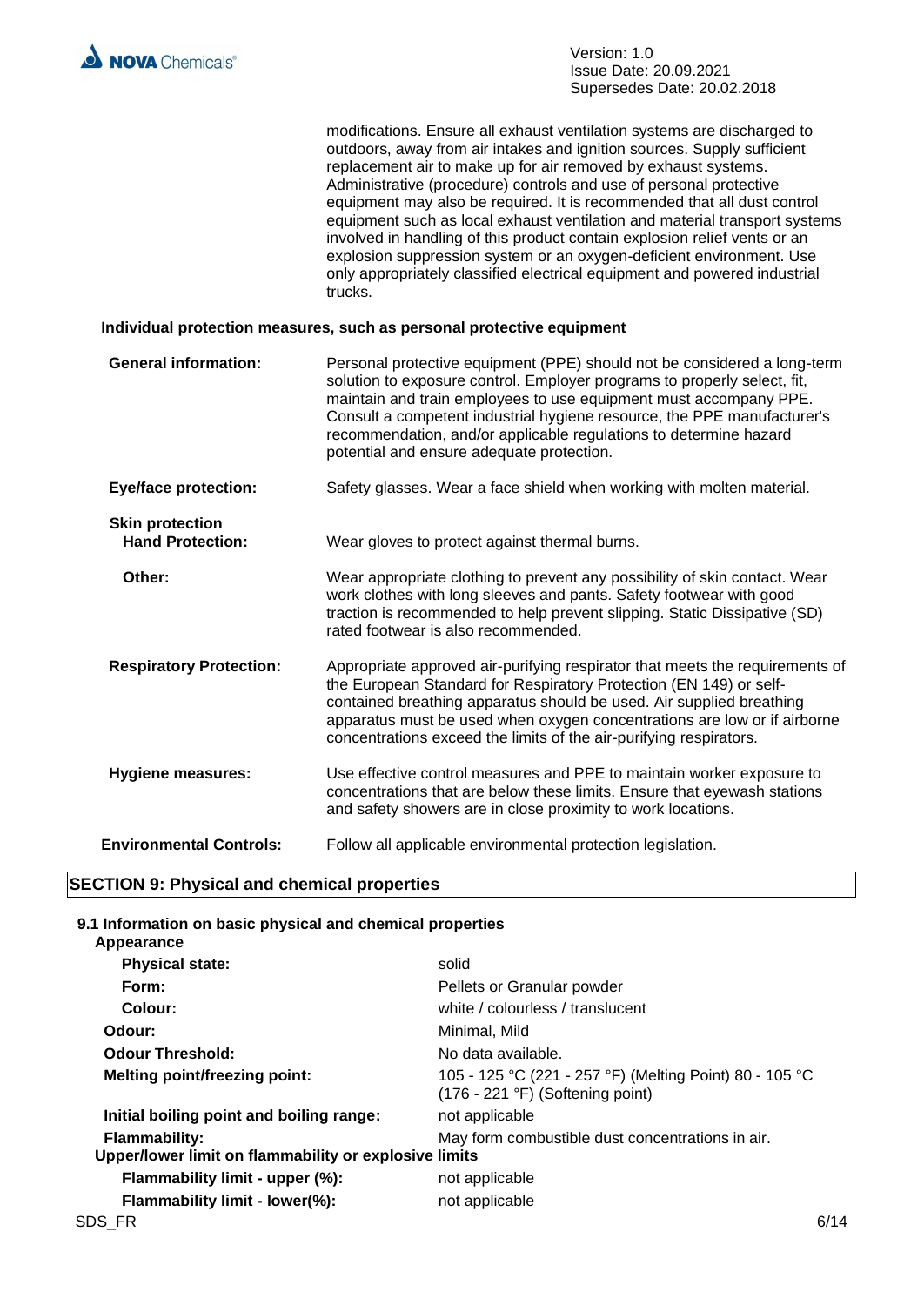modifications. Ensure all exhaust ventilation systems are discharged to outdoors, away from air intakes and ignition sources. Supply sufficient replacement air to make up for air removed by exhaust systems. Administrative (procedure) controls and use of personal protective equipment may also be required. It is recommended that all dust control equipment such as local exhaust ventilation and material transport systems involved in handling of this product contain explosion relief vents or an explosion suppression system or an oxygen-deficient environment. Use only appropriately classified electrical equipment and powered industrial trucks.

**Individual protection measures, such as personal protective equipment**

**General information:** Personal protective equipment (PPE) should not be considered a long-term solution to exposure control. Employer programs to properly select, fit, maintain and train employees to use equipment must accompany PPE. Consult a competent industrial hygiene resource, the PPE manufacturer's recommendation, and/or applicable regulations to determine hazard potential and ensure adequate protection.

**Eye/face protection:** Safety glasses. Wear a face shield when working with molten material.

**Skin protection**

**Hand Protection:** Wear gloves to protect against thermal burns.

**Other:** Wear appropriate clothing to prevent any possibility of skin contact. Wear work clothes with long sleeves and pants. Safety footwear with good traction is recommended to help prevent slipping. Static Dissipative (SD) rated footwear is also recommended.

**Respiratory Protection:** Appropriate approved air-purifying respirator that meets the requirements of the European Standard for Respiratory Protection (EN 149) or self-contained breathing apparatus should be used. Air supplied breathing apparatus must be used when oxygen concentrations are low or if airborne concentrations exceed the limits of the air-purifying respirators.

**Hygiene measures:** Use effective control measures and PPE to maintain worker exposure to concentrations that are below these limits. Ensure that eyewash stations and safety showers are in close proximity to work locations.

**Environmental Controls:** Follow all applicable environmental protection legislation.

## SECTION 9: Physical and chemical properties

### 9.1 Information on basic physical and chemical properties

**Appearance**

| | |
|---|---|
| **Physical state:** | solid |
| **Form:** | Pellets or Granular powder |
| **Colour:** | white / colourless / translucent |
| **Odour:** | Minimal, Mild |
| **Odour Threshold:** | No data available. |
| **Melting point/freezing point:** | 105 - 125 °C (221 - 257 °F) (Melting Point) 80 - 105 °C (176 - 221 °F) (Softening point) |
| **Initial boiling point and boiling range:** | not applicable |
| **Flammability:** | May form combustible dust concentrations in air. |

**Upper/lower limit on flammability or explosive limits**

| | |
|---|---|
| **Flammability limit - upper (%):** | not applicable |
| **Flammability limit - lower(%):** | not applicable |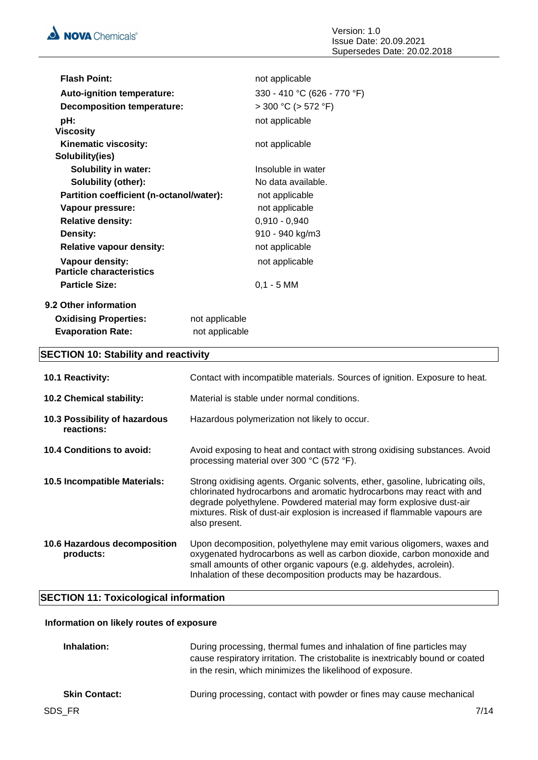| | |
|---|---|
| **Flash Point:** | not applicable |
| **Auto-ignition temperature:** | 330 - 410 °C (626 - 770 °F) |
| **Decomposition temperature:** | > 300 °C (> 572 °F) |
| **pH:** | not applicable |
| **Viscosity** | |
| **Kinematic viscosity:** | not applicable |
| **Solubility(ies)** | |
| **Solubility in water:** | Insoluble in water |
| **Solubility (other):** | No data available. |
| **Partition coefficient (n-octanol/water):** | not applicable |
| **Vapour pressure:** | not applicable |
| **Relative density:** | 0,910 - 0,940 |
| **Density:** | 910 - 940 kg/m3 |
| **Relative vapour density:** | not applicable |
| **Vapour density:** | not applicable |
| **Particle characteristics** | |
| **Particle Size:** | 0,1 - 5 MM |

**9.2 Other information**

| | |
|---|---|
| **Oxidising Properties:** | not applicable |
| **Evaporation Rate:** | not applicable |

## SECTION 10: Stability and reactivity

| | |
|---|---|
| **10.1 Reactivity:** | Contact with incompatible materials. Sources of ignition. Exposure to heat. |
| **10.2 Chemical stability:** | Material is stable under normal conditions. |
| **10.3 Possibility of hazardous reactions:** | Hazardous polymerization not likely to occur. |
| **10.4 Conditions to avoid:** | Avoid exposing to heat and contact with strong oxidising substances. Avoid processing material over 300 °C (572 °F). |
| **10.5 Incompatible Materials:** | Strong oxidising agents. Organic solvents, ether, gasoline, lubricating oils, chlorinated hydrocarbons and aromatic hydrocarbons may react with and degrade polyethylene. Powdered material may form explosive dust-air mixtures. Risk of dust-air explosion is increased if flammable vapours are also present. |
| **10.6 Hazardous decomposition products:** | Upon decomposition, polyethylene may emit various oligomers, waxes and oxygenated hydrocarbons as well as carbon dioxide, carbon monoxide and small amounts of other organic vapours (e.g. aldehydes, acrolein). Inhalation of these decomposition products may be hazardous. |

## SECTION 11: Toxicological information

**Information on likely routes of exposure**

| | |
|---|---|
| **Inhalation:** | During processing, thermal fumes and inhalation of fine particles may cause respiratory irritation. The cristobalite is inextricably bound or coated in the resin, which minimizes the likelihood of exposure. |
| **Skin Contact:** | During processing, contact with powder or fines may cause mechanical |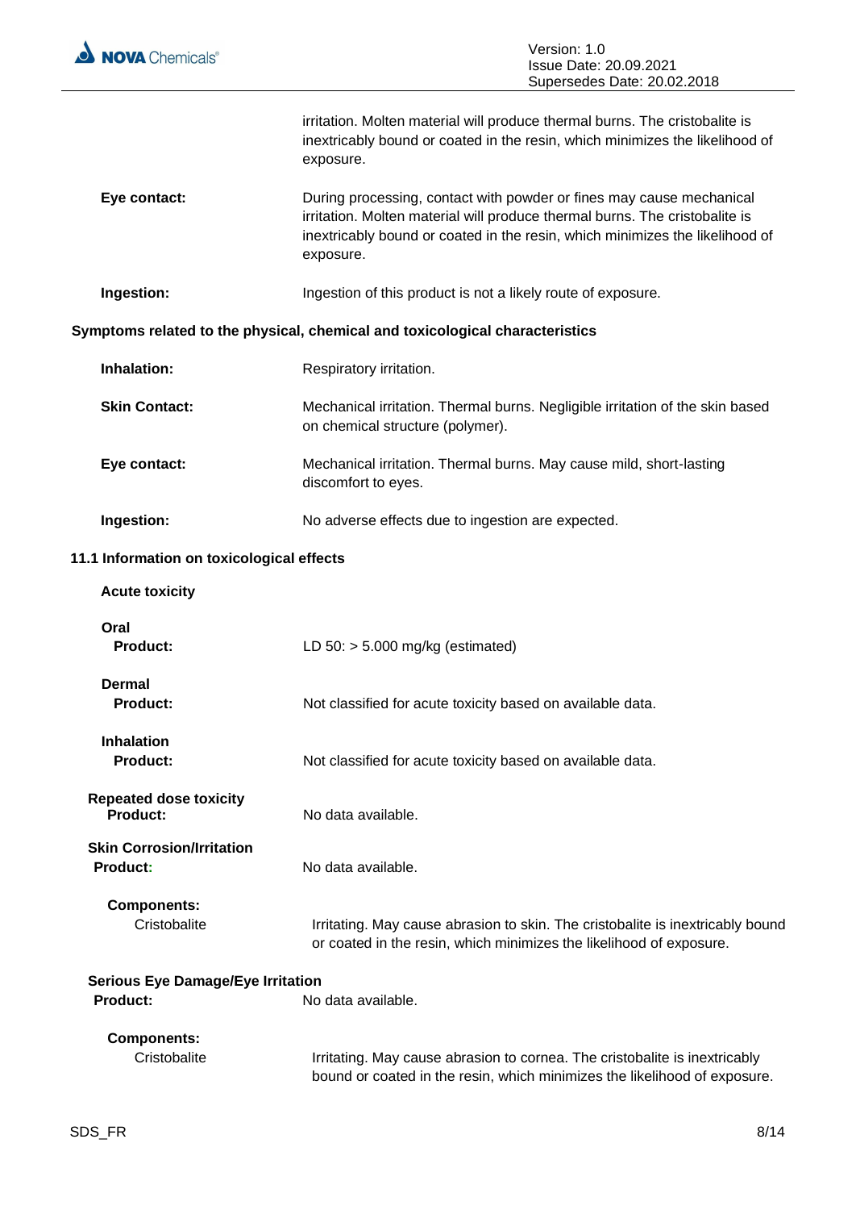irritation. Molten material will produce thermal burns. The cristobalite is inextricably bound or coated in the resin, which minimizes the likelihood of exposure.

**Eye contact:** During processing, contact with powder or fines may cause mechanical irritation. Molten material will produce thermal burns. The cristobalite is inextricably bound or coated in the resin, which minimizes the likelihood of exposure.

**Ingestion:** Ingestion of this product is not a likely route of exposure.

**Symptoms related to the physical, chemical and toxicological characteristics**

**Inhalation:** Respiratory irritation.

**Skin Contact:** Mechanical irritation. Thermal burns. Negligible irritation of the skin based on chemical structure (polymer).

**Eye contact:** Mechanical irritation. Thermal burns. May cause mild, short-lasting discomfort to eyes.

**Ingestion:** No adverse effects due to ingestion are expected.

## 11.1 Information on toxicological effects

**Acute toxicity**

**Oral**
**Product:** LD 50: > 5.000 mg/kg (estimated)

**Dermal**
**Product:** Not classified for acute toxicity based on available data.

**Inhalation**
**Product:** Not classified for acute toxicity based on available data.

**Repeated dose toxicity**
**Product:** No data available.

**Skin Corrosion/Irritation**
**Product:** No data available.

**Components:**
Cristobalite: Irritating. May cause abrasion to skin. The cristobalite is inextricably bound or coated in the resin, which minimizes the likelihood of exposure.

**Serious Eye Damage/Eye Irritation**
**Product:** No data available.

**Components:**
Cristobalite: Irritating. May cause abrasion to cornea. The cristobalite is inextricably bound or coated in the resin, which minimizes the likelihood of exposure.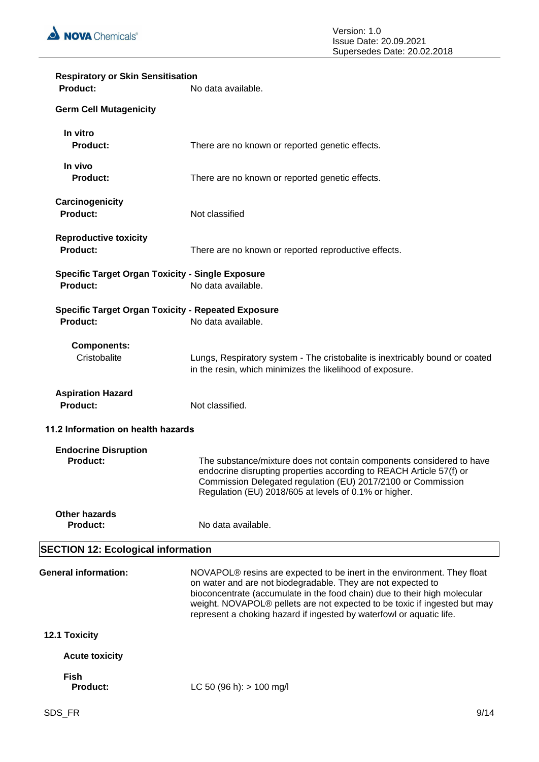**Respiratory or Skin Sensitisation**

| | |
|---|---|
| **Product:** | No data available. |

**Germ Cell Mutagenicity**

**In vitro**

| | |
|---|---|
| **Product:** | There are no known or reported genetic effects. |

**In vivo**

| | |
|---|---|
| **Product:** | There are no known or reported genetic effects. |

**Carcinogenicity**

| | |
|---|---|
| **Product:** | Not classified |

**Reproductive toxicity**

| | |
|---|---|
| **Product:** | There are no known or reported reproductive effects. |

**Specific Target Organ Toxicity - Single Exposure**

| | |
|---|---|
| **Product:** | No data available. |

**Specific Target Organ Toxicity - Repeated Exposure**

| | |
|---|---|
| **Product:** | No data available. |

**Components:**

| | |
|---|---|
| Cristobalite | Lungs, Respiratory system - The cristobalite is inextricably bound or coated in the resin, which minimizes the likelihood of exposure. |

**Aspiration Hazard**

| | |
|---|---|
| **Product:** | Not classified. |

### 11.2 Information on health hazards

**Endocrine Disruption**

| | |
|---|---|
| **Product:** | The substance/mixture does not contain components considered to have endocrine disrupting properties according to REACH Article 57(f) or Commission Delegated regulation (EU) 2017/2100 or Commission Regulation (EU) 2018/605 at levels of 0.1% or higher. |

**Other hazards**

| | |
|---|---|
| **Product:** | No data available. |

## SECTION 12: Ecological information

| | |
|---|---|
| **General information:** | NOVAPOL® resins are expected to be inert in the environment. They float on water and are not biodegradable. They are not expected to bioconcentrate (accumulate in the food chain) due to their high molecular weight. NOVAPOL® pellets are not expected to be toxic if ingested but may represent a choking hazard if ingested by waterfowl or aquatic life. |

### 12.1 Toxicity

**Acute toxicity**

**Fish**

| | |
|---|---|
| **Product:** | LC 50 (96 h): > 100 mg/l |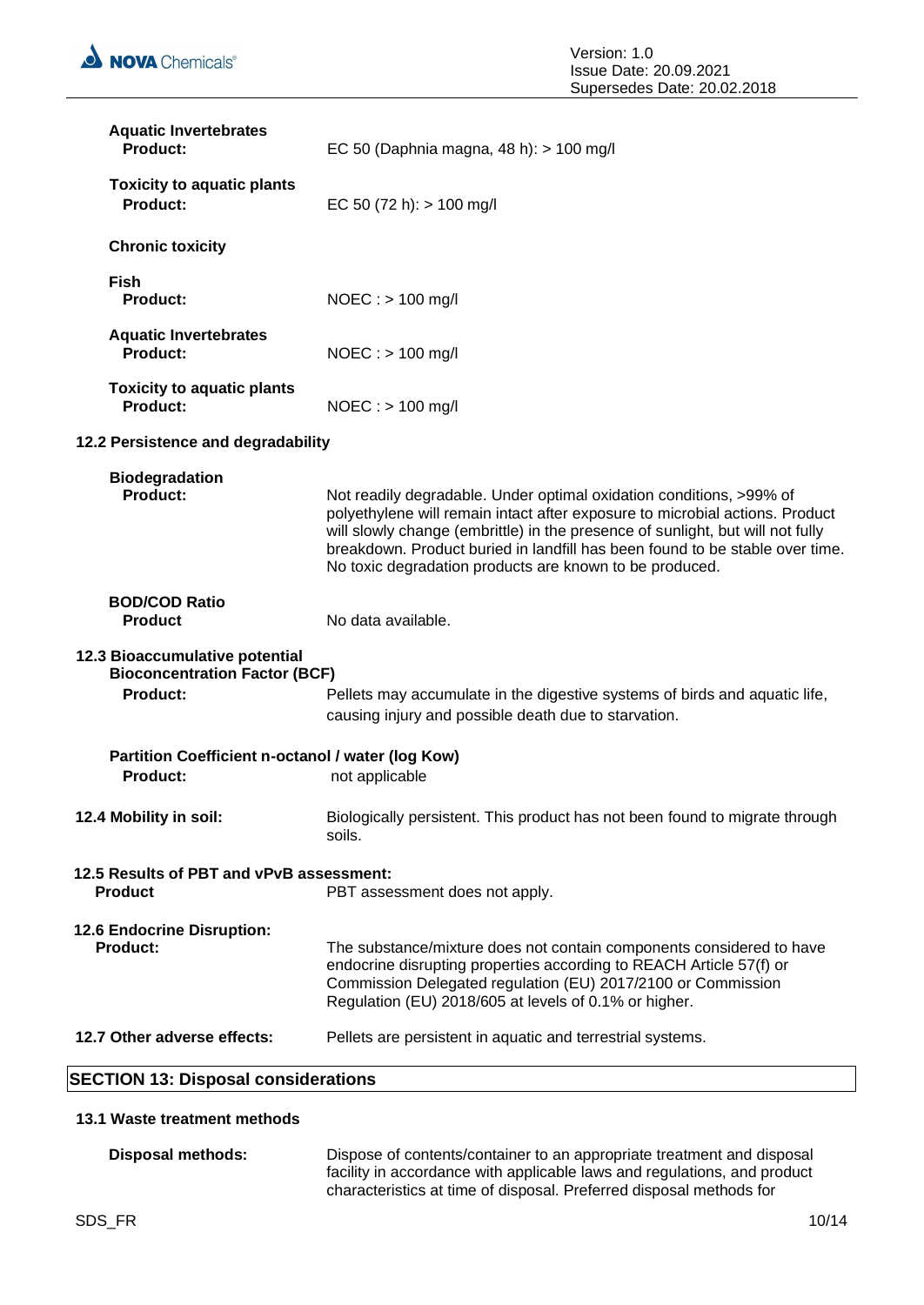**Aquatic Invertebrates**
**Product:** EC 50 (Daphnia magna, 48 h): > 100 mg/l

**Toxicity to aquatic plants**
**Product:** EC 50 (72 h): > 100 mg/l

**Chronic toxicity**

**Fish**
**Product:** NOEC : > 100 mg/l

**Aquatic Invertebrates**
**Product:** NOEC : > 100 mg/l

**Toxicity to aquatic plants**
**Product:** NOEC : > 100 mg/l

### 12.2 Persistence and degradability

**Biodegradation**
**Product:** Not readily degradable. Under optimal oxidation conditions, >99% of polyethylene will remain intact after exposure to microbial actions. Product will slowly change (embrittle) in the presence of sunlight, but will not fully breakdown. Product buried in landfill has been found to be stable over time. No toxic degradation products are known to be produced.

**BOD/COD Ratio**
**Product** No data available.

### 12.3 Bioaccumulative potential

**Bioconcentration Factor (BCF)**
**Product:** Pellets may accumulate in the digestive systems of birds and aquatic life, causing injury and possible death due to starvation.

**Partition Coefficient n-octanol / water (log Kow)**
**Product:** not applicable

**12.4 Mobility in soil:** Biologically persistent. This product has not been found to migrate through soils.

### 12.5 Results of PBT and vPvB assessment:

**Product** PBT assessment does not apply.

### 12.6 Endocrine Disruption:

**Product:** The substance/mixture does not contain components considered to have endocrine disrupting properties according to REACH Article 57(f) or Commission Delegated regulation (EU) 2017/2100 or Commission Regulation (EU) 2018/605 at levels of 0.1% or higher.

**12.7 Other adverse effects:** Pellets are persistent in aquatic and terrestrial systems.

## SECTION 13: Disposal considerations

### 13.1 Waste treatment methods

**Disposal methods:** Dispose of contents/container to an appropriate treatment and disposal facility in accordance with applicable laws and regulations, and product characteristics at time of disposal. Preferred disposal methods for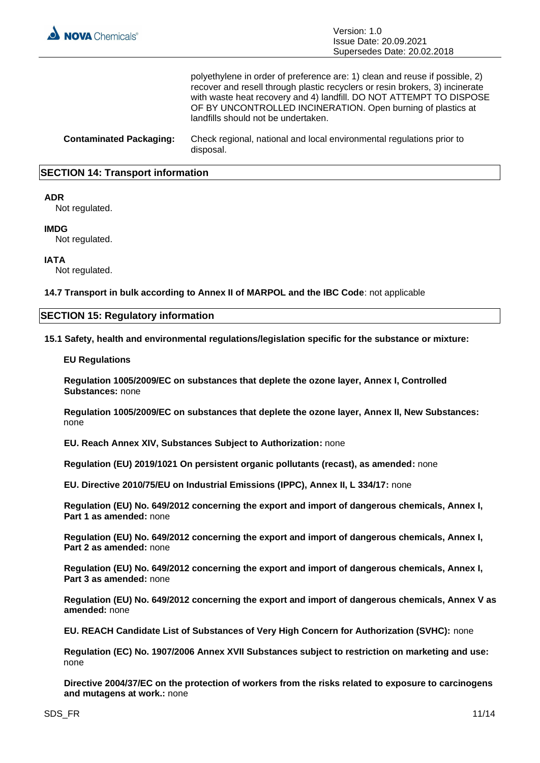polyethylene in order of preference are: 1) clean and reuse if possible, 2) recover and resell through plastic recyclers or resin brokers, 3) incinerate with waste heat recovery and 4) landfill. DO NOT ATTEMPT TO DISPOSE OF BY UNCONTROLLED INCINERATION. Open burning of plastics at landfills should not be undertaken.

**Contaminated Packaging:** Check regional, national and local environmental regulations prior to disposal.

## SECTION 14: Transport information

**ADR**
Not regulated.

**IMDG**
Not regulated.

**IATA**
Not regulated.

**14.7 Transport in bulk according to Annex II of MARPOL and the IBC Code**: not applicable

## SECTION 15: Regulatory information

**15.1 Safety, health and environmental regulations/legislation specific for the substance or mixture:**

**EU Regulations**

**Regulation 1005/2009/EC on substances that deplete the ozone layer, Annex I, Controlled Substances:** none

**Regulation 1005/2009/EC on substances that deplete the ozone layer, Annex II, New Substances:** none

**EU. Reach Annex XIV, Substances Subject to Authorization:** none

**Regulation (EU) 2019/1021 On persistent organic pollutants (recast), as amended:** none

**EU. Directive 2010/75/EU on Industrial Emissions (IPPC), Annex II, L 334/17:** none

**Regulation (EU) No. 649/2012 concerning the export and import of dangerous chemicals, Annex I, Part 1 as amended:** none

**Regulation (EU) No. 649/2012 concerning the export and import of dangerous chemicals, Annex I, Part 2 as amended:** none

**Regulation (EU) No. 649/2012 concerning the export and import of dangerous chemicals, Annex I, Part 3 as amended:** none

**Regulation (EU) No. 649/2012 concerning the export and import of dangerous chemicals, Annex V as amended:** none

**EU. REACH Candidate List of Substances of Very High Concern for Authorization (SVHC):** none

**Regulation (EC) No. 1907/2006 Annex XVII Substances subject to restriction on marketing and use:** none

**Directive 2004/37/EC on the protection of workers from the risks related to exposure to carcinogens and mutagens at work.:** none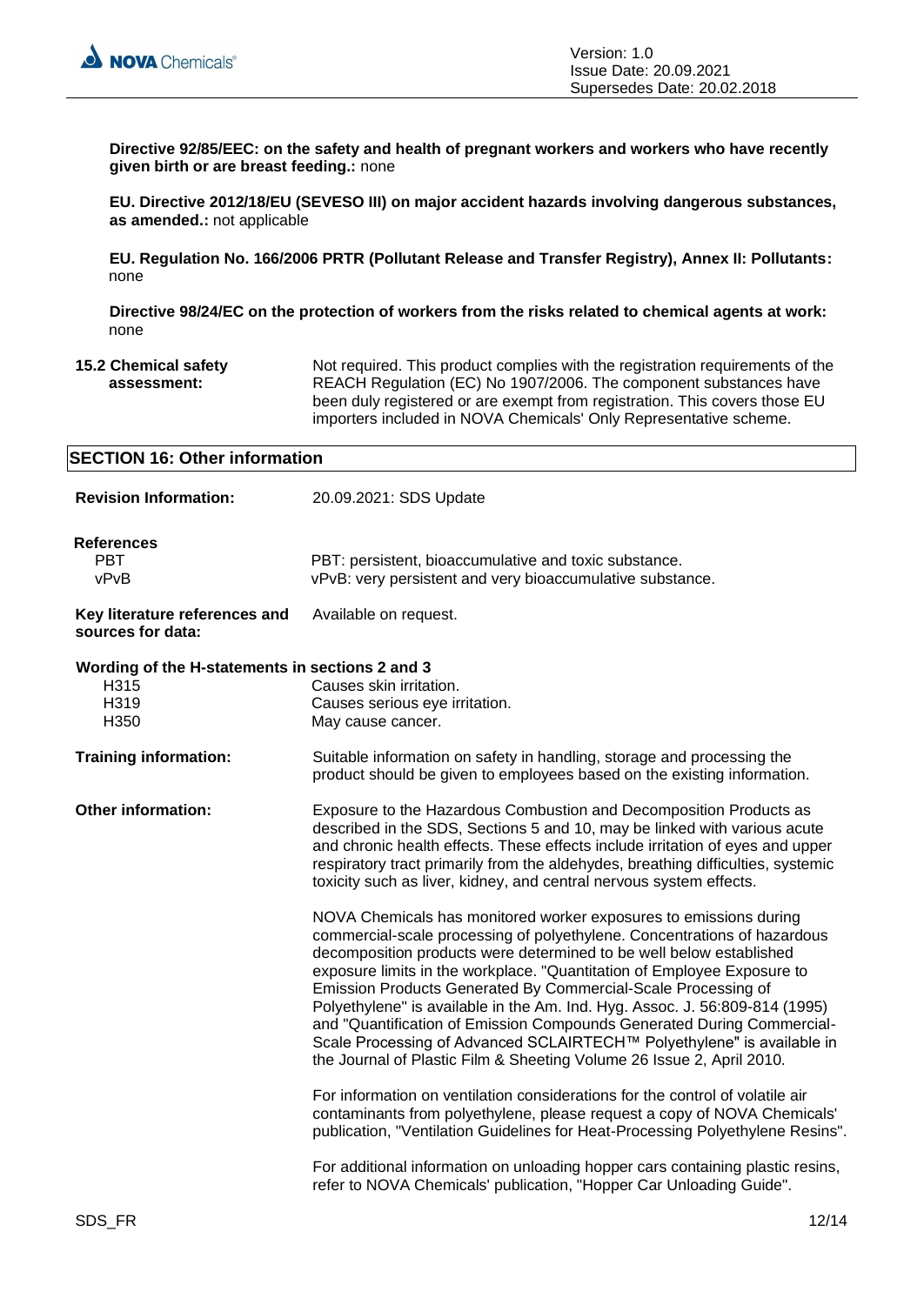**Directive 92/85/EEC: on the safety and health of pregnant workers and workers who have recently given birth or are breast feeding.:** none

**EU. Directive 2012/18/EU (SEVESO III) on major accident hazards involving dangerous substances, as amended.:** not applicable

**EU. Regulation No. 166/2006 PRTR (Pollutant Release and Transfer Registry), Annex II: Pollutants:** none

**Directive 98/24/EC on the protection of workers from the risks related to chemical agents at work:** none

**15.2 Chemical safety assessment:** Not required. This product complies with the registration requirements of the REACH Regulation (EC) No 1907/2006. The component substances have been duly registered or are exempt from registration. This covers those EU importers included in NOVA Chemicals' Only Representative scheme.

## SECTION 16: Other information

**Revision Information:** 20.09.2021: SDS Update

**References**

| | |
|---|---|
| PBT | PBT: persistent, bioaccumulative and toxic substance. |
| vPvB | vPvB: very persistent and very bioaccumulative substance. |

**Key literature references and sources for data:** Available on request.

**Wording of the H-statements in sections 2 and 3**

| | |
|---|---|
| H315 | Causes skin irritation. |
| H319 | Causes serious eye irritation. |
| H350 | May cause cancer. |

**Training information:** Suitable information on safety in handling, storage and processing the product should be given to employees based on the existing information.

**Other information:** Exposure to the Hazardous Combustion and Decomposition Products as described in the SDS, Sections 5 and 10, may be linked with various acute and chronic health effects. These effects include irritation of eyes and upper respiratory tract primarily from the aldehydes, breathing difficulties, systemic toxicity such as liver, kidney, and central nervous system effects.

NOVA Chemicals has monitored worker exposures to emissions during commercial-scale processing of polyethylene. Concentrations of hazardous decomposition products were determined to be well below well established exposure limits in the workplace. "Quantitation of Employee Exposure to Emission Products Generated By Commercial-Scale Processing of Polyethylene" is available in the Am. Ind. Hyg. Assoc. J. 56:809-814 (1995) and "Quantification of Emission Compounds Generated During Commercial-Scale Processing of Advanced SCLAIRTECH™ Polyethylene" is available in the Journal of Plastic Film & Sheeting Volume 26 Issue 2, April 2010.

For information on ventilation considerations for the control of volatile air contaminants from polyethylene, please request a copy of NOVA Chemicals' publication, "Ventilation Guidelines for Heat-Processing Polyethylene Resins".

For additional information on unloading hopper cars containing plastic resins, refer to NOVA Chemicals' publication, "Hopper Car Unloading Guide".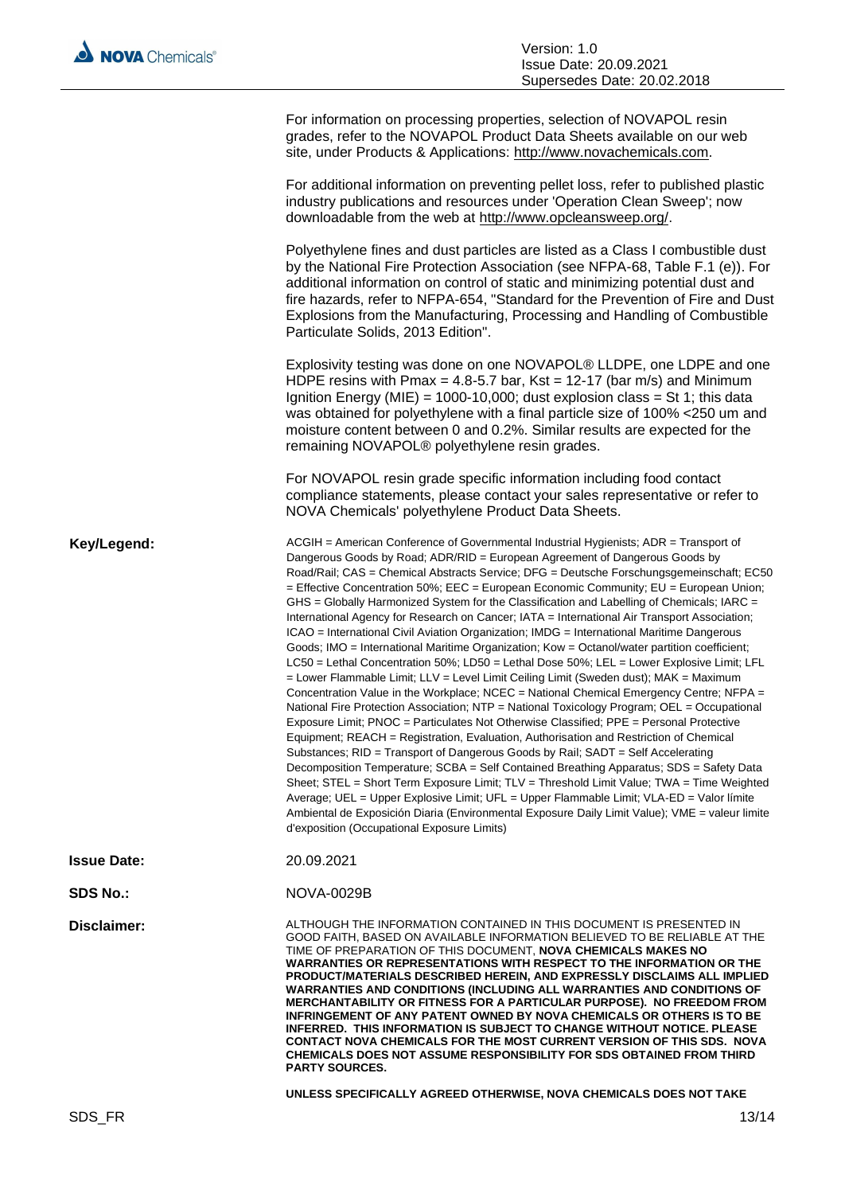For information on processing properties, selection of NOVAPOL resin grades, refer to the NOVAPOL Product Data Sheets available on our web site, under Products & Applications: http://www.novachemicals.com.

For additional information on preventing pellet loss, refer to published plastic industry publications and resources under 'Operation Clean Sweep'; now downloadable from the web at http://www.opcleansweep.org/.

Polyethylene fines and dust particles are listed as a Class I combustible dust by the National Fire Protection Association (see NFPA-68, Table F.1 (e)). For additional information on control of static and minimizing potential dust and fire hazards, refer to NFPA-654, "Standard for the Prevention of Fire and Dust Explosions from the Manufacturing, Processing and Handling of Combustible Particulate Solids, 2013 Edition".

Explosivity testing was done on one NOVAPOL® LLDPE, one LDPE and one HDPE resins with Pmax = 4.8-5.7 bar, Kst = 12-17 (bar m/s) and Minimum Ignition Energy (MIE) = 1000-10,000; dust explosion class = St 1; this data was obtained for polyethylene with a final particle size of 100% <250 um and moisture content between 0 and 0.2%. Similar results are expected for the remaining NOVAPOL® polyethylene resin grades.

For NOVAPOL resin grade specific information including food contact compliance statements, please contact your sales representative or refer to NOVA Chemicals' polyethylene Product Data Sheets.

**Key/Legend:** ACGIH = American Conference of Governmental Industrial Hygienists; ADR = Transport of Dangerous Goods by Road; ADR/RID = European Agreement of Dangerous Goods by Road/Rail; CAS = Chemical Abstracts Service; DFG = Deutsche Forschungsgemeinschaft; EC50 = Effective Concentration 50%; EEC = European Economic Community; EU = European Union; GHS = Globally Harmonized System for the Classification and Labelling of Chemicals; IARC = International Agency for Research on Cancer; IATA = International Air Transport Association; ICAO = International Civil Aviation Organization; IMDG = International Maritime Dangerous Goods; IMO = International Maritime Organization; Kow = Octanol/water partition coefficient; LC50 = Lethal Concentration 50%; LD50 = Lethal Dose 50%; LEL = Lower Explosive Limit; LFL = Lower Flammable Limit; LLV = Level Limit Ceiling Limit (Sweden dust); MAK = Maximum Concentration Value in the Workplace; NCEC = National Chemical Emergency Centre; NFPA = National Fire Protection Association; NTP = National Toxicology Program; OEL = Occupational Exposure Limit; PNOC = Particulates Not Otherwise Classified; PPE = Personal Protective Equipment; REACH = Registration, Evaluation, Authorisation and Restriction of Chemical Substances; RID = Transport of Dangerous Goods by Rail; SADT = Self Accelerating Decomposition Temperature; SCBA = Self Contained Breathing Apparatus; SDS = Safety Data Sheet; STEL = Short Term Exposure Limit; TLV = Threshold Limit Value; TWA = Time Weighted Average; UEL = Upper Explosive Limit; UFL = Upper Flammable Limit; VLA-ED = Valor límite Ambiental de Exposición Diaria (Environmental Exposure Daily Limit Value); VME = valeur limite d'exposition (Occupational Exposure Limits)

**Issue Date:** 20.09.2021

**SDS No.:** NOVA-0029B

**Disclaimer:** ALTHOUGH THE INFORMATION CONTAINED IN THIS DOCUMENT IS PRESENTED IN GOOD FAITH, BASED ON AVAILABLE INFORMATION BELIEVED TO BE RELIABLE AT THE TIME OF PREPARATION OF THIS DOCUMENT, **NOVA CHEMICALS MAKES NO WARRANTIES OR REPRESENTATIONS WITH RESPECT TO THE INFORMATION OR THE PRODUCT/MATERIALS DESCRIBED HEREIN, AND EXPRESSLY DISCLAIMS ALL IMPLIED WARRANTIES AND CONDITIONS (INCLUDING ALL WARRANTIES AND CONDITIONS OF MERCHANTABILITY OR FITNESS FOR A PARTICULAR PURPOSE). NO FREEDOM FROM INFRINGEMENT OF ANY PATENT OWNED BY NOVA CHEMICALS OR OTHERS IS TO BE INFERRED. THIS INFORMATION IS SUBJECT TO CHANGE WITHOUT NOTICE. PLEASE CONTACT NOVA CHEMICALS FOR THE MOST CURRENT VERSION OF THIS SDS. NOVA CHEMICALS DOES NOT ASSUME RESPONSIBILITY FOR SDS OBTAINED FROM THIRD PARTY SOURCES.**

**UNLESS SPECIFICALLY AGREED OTHERWISE, NOVA CHEMICALS DOES NOT TAKE**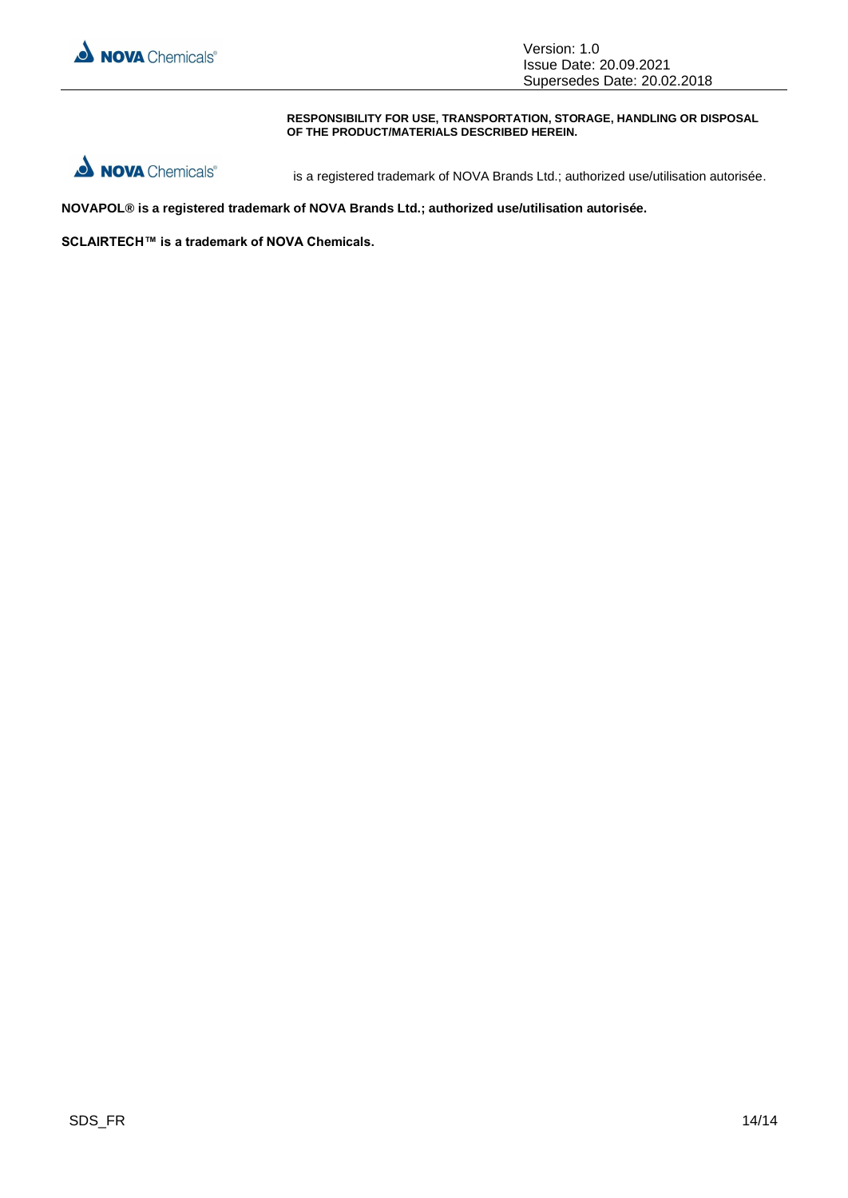**RESPONSIBILITY FOR USE, TRANSPORTATION, STORAGE, HANDLING OR DISPOSAL OF THE PRODUCT/MATERIALS DESCRIBED HEREIN.**

NOVA Chemicals® is a registered trademark of NOVA Brands Ltd.; authorized use/utilisation autorisée.

**NOVAPOL® is a registered trademark of NOVA Brands Ltd.; authorized use/utilisation autorisée.**

**SCLAIRTECH™ is a trademark of NOVA Chemicals.**